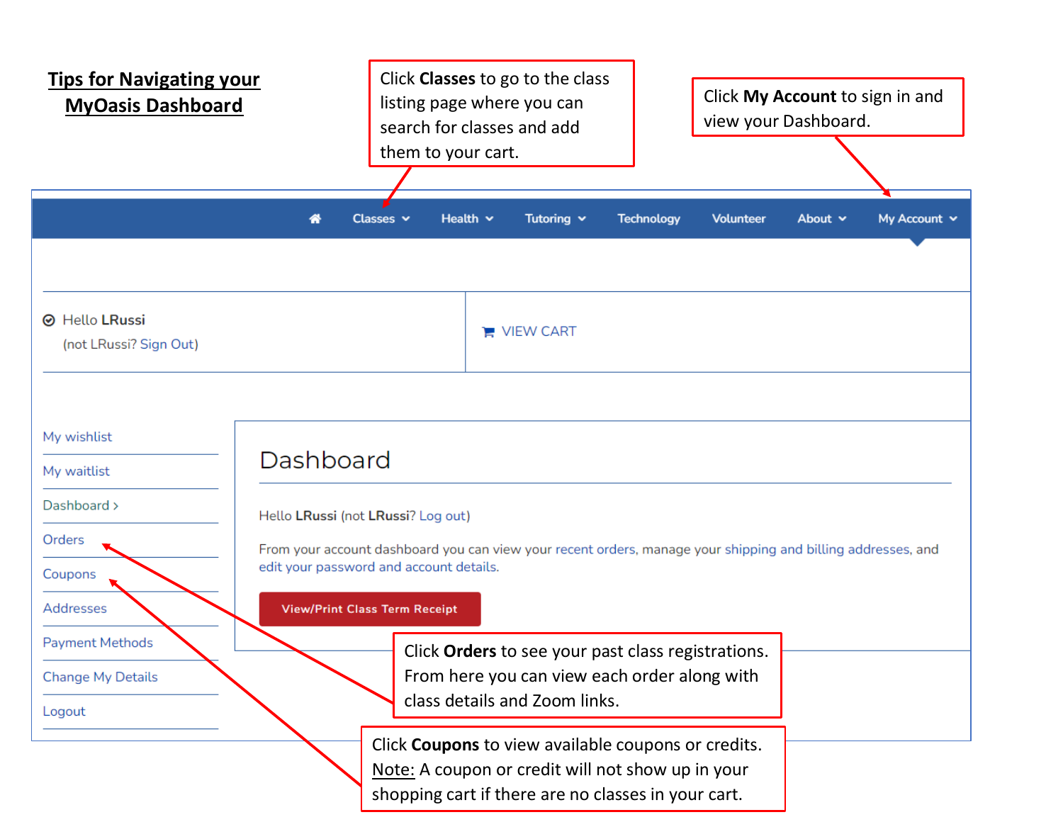# Tips for Navigating your MyOasis Dashboard

Click **Classes** to go to the class listing page where you can search for classes and add them to your cart.

Click **My Account** to sign in and view your Dashboard.

Home | Classes | Health | Tutoring | Technology | Volunteer | About | My Account

Hello **LRussi** (not LRussi? Sign Out)

VIEW CART

- My wishlist
- My waitlist
- Dashboard ›
- Orders
- Coupons
- Addresses
- Payment Methods
- Change My Details
- Logout

## Dashboard

Hello **LRussi** (not **LRussi**? Log out)

From your account dashboard you can view your recent orders, manage your shipping and billing addresses, and edit your password and account details.

View/Print Class Term Receipt

Click **Orders** to see your past class registrations. From here you can view each order along with class details and Zoom links.

Click **Coupons** to view available coupons or credits. Note: A coupon or credit will not show up in your shopping cart if there are no classes in your cart.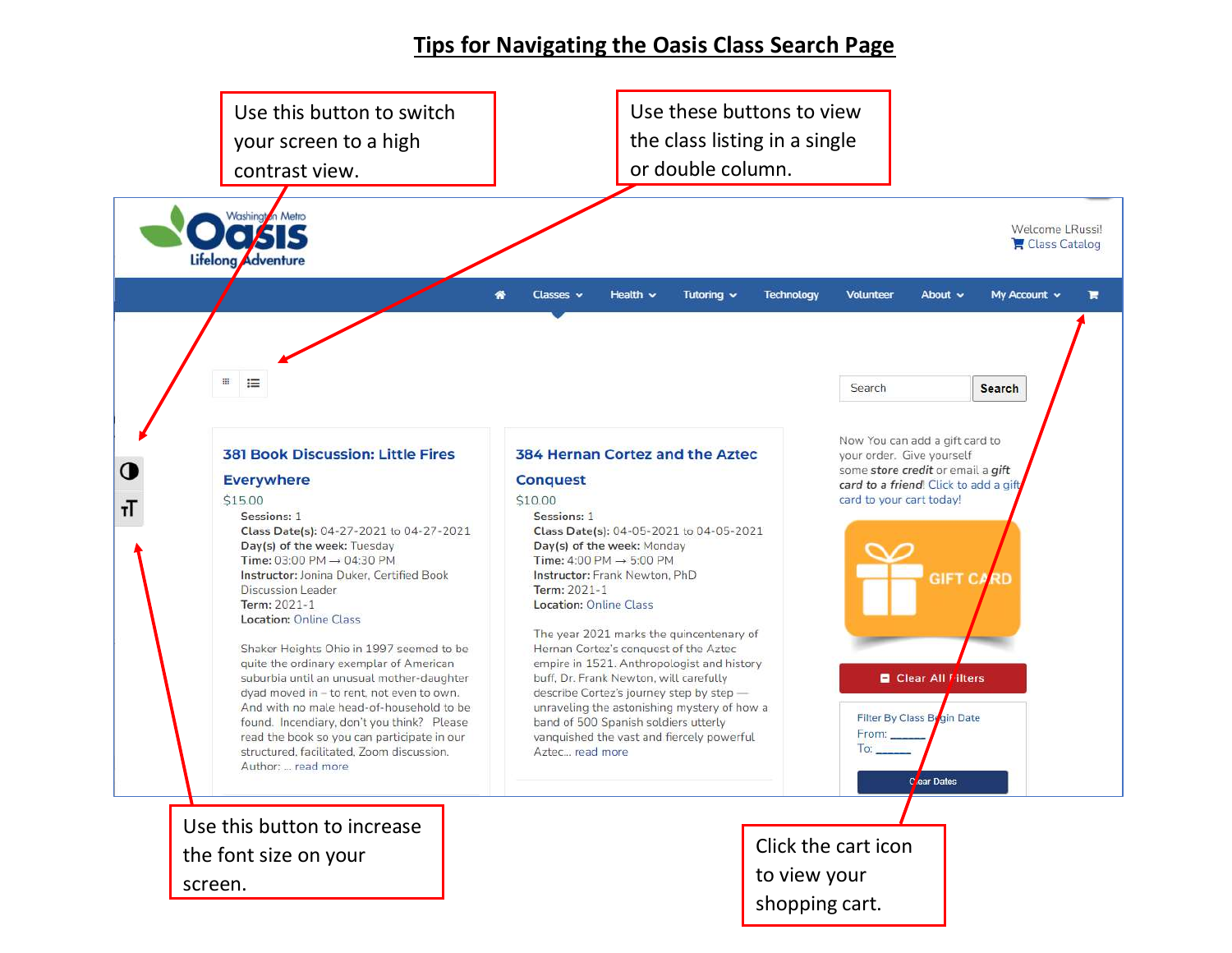# Tips for Navigating the Oasis Class Search Page

Use this button to switch your screen to a high contrast view.

Use these buttons to view the class listing in a single or double column.

Washington Metro Oasis Lifelong Adventure

Welcome LRussi!
Class Catalog

Classes | Health | Tutoring | Technology | Volunteer | About | My Account

Search

## 381 Book Discussion: Little Fires Everywhere

$15.00

**Sessions:** 1
**Class Date(s):** 04-27-2021 to 04-27-2021
**Day(s) of the week:** Tuesday
**Time:** 03:00 PM → 04:30 PM
**Instructor:** Jonina Duker, Certified Book Discussion Leader
**Term:** 2021-1
**Location:** Online Class

Shaker Heights Ohio in 1997 seemed to be quite the ordinary exemplar of American suburbia until an unusual mother-daughter dyad moved in – to rent, not even to own. And with no male head-of-household to be found. Incendiary, don't you think? Please read the book so you can participate in our structured, facilitated, Zoom discussion. Author: ... read more

## 384 Hernan Cortez and the Aztec Conquest

$10.00

**Sessions:** 1
**Class Date(s):** 04-05-2021 to 04-05-2021
**Day(s) of the week:** Monday
**Time:** 4:00 PM → 5:00 PM
**Instructor:** Frank Newton, PhD
**Term:** 2021-1
**Location:** Online Class

The year 2021 marks the quincentenary of Hernan Cortez's conquest of the Aztec empire in 1521. Anthropologist and history buff, Dr. Frank Newton, will carefully describe Cortez's journey step by step — unraveling the astonishing mystery of how a band of 500 Spanish soldiers utterly vanquished the vast and fiercely powerful Aztec... read more

Now You can add a gift card to your order. Give yourself some *store credit* or email a *gift card to a friend*! Click to add a gift card to your cart today!

GIFT CARD

Clear All Filters

Filter By Class Begin Date
From: ______
To: ______

Clear Dates

Use this button to increase the font size on your screen.

Click the cart icon to view your shopping cart.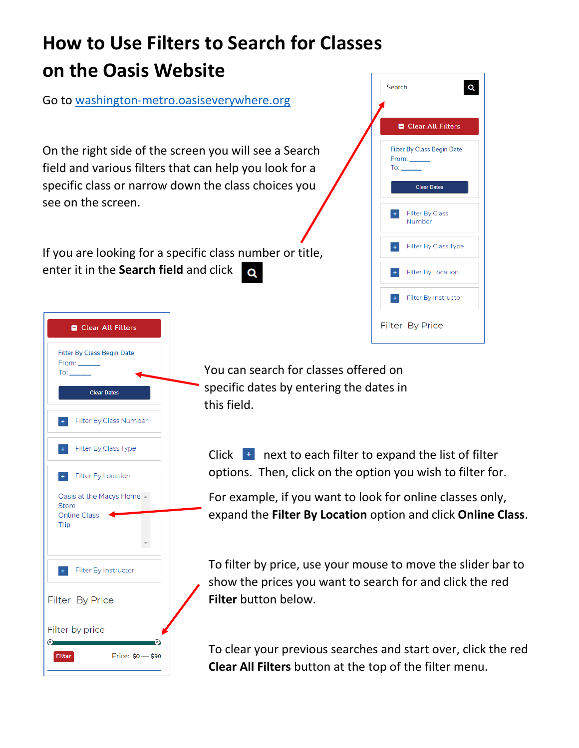# How to Use Filters to Search for Classes on the Oasis Website

Go to washington-metro.oasiseverywhere.org

On the right side of the screen you will see a Search field and various filters that can help you look for a specific class or narrow down the class choices you see on the screen.

Search...

Clear All Filters

Filter By Class Begin Date
From: ______
To: ______

Clear Dates

Filter By Class Number

Filter By Class Type

Filter By Location

Filter By Instructor

Filter By Price

If you are looking for a specific class number or title, enter it in the **Search field** and click

Clear All Filters

Filter By Class Begin Date
From: ______
To: ______

Clear Dates

Filter By Class Number

Filter By Class Type

Filter By Location

Oasis at the Macys Home Store
Online Class
Trip

Filter By Instructor

Filter By Price

Filter by price

Filter Price: $0 — $90

You can search for classes offered on specific dates by entering the dates in this field.

Click next to each filter to expand the list of filter options. Then, click on the option you wish to filter for.

For example, if you want to look for online classes only, expand the **Filter By Location** option and click **Online Class**.

To filter by price, use your mouse to move the slider bar to show the prices you want to search for and click the red **Filter** button below.

To clear your previous searches and start over, click the red **Clear All Filters** button at the top of the filter menu.